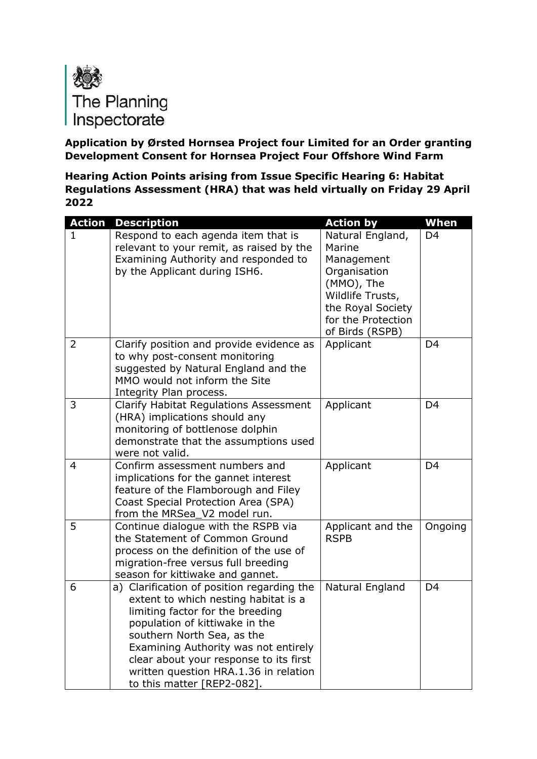The Planning Inspectorate

**Application by Ørsted Hornsea Project four Limited for an Order granting Development Consent for Hornsea Project Four Offshore Wind Farm**

**Hearing Action Points arising from Issue Specific Hearing 6: Habitat Regulations Assessment (HRA) that was held virtually on Friday 29 April 2022**

| Action | Description | Action by | When |
|---|---|---|---|
| 1 | Respond to each agenda item that is relevant to your remit, as raised by the Examining Authority and responded to by the Applicant during ISH6. | Natural England, Marine Management Organisation (MMO), The Wildlife Trusts, the Royal Society for the Protection of Birds (RSPB) | D4 |
| 2 | Clarify position and provide evidence as to why post-consent monitoring suggested by Natural England and the MMO would not inform the Site Integrity Plan process. | Applicant | D4 |
| 3 | Clarify Habitat Regulations Assessment (HRA) implications should any monitoring of bottlenose dolphin demonstrate that the assumptions used were not valid. | Applicant | D4 |
| 4 | Confirm assessment numbers and implications for the gannet interest feature of the Flamborough and Filey Coast Special Protection Area (SPA) from the MRSea_V2 model run. | Applicant | D4 |
| 5 | Continue dialogue with the RSPB via the Statement of Common Ground process on the definition of the use of migration-free versus full breeding season for kittiwake and gannet. | Applicant and the RSPB | Ongoing |
| 6 | a) Clarification of position regarding the extent to which nesting habitat is a limiting factor for the breeding population of kittiwake in the southern North Sea, as the Examining Authority was not entirely clear about your response to its first written question HRA.1.36 in relation to this matter [REP2-082]. | Natural England | D4 |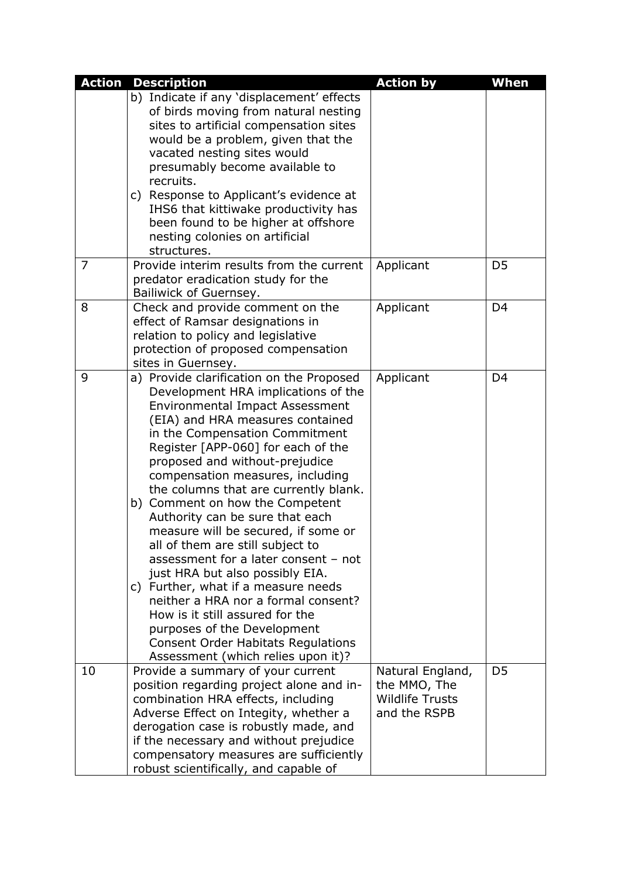| Action | Description | Action by | When |
|---|---|---|---|
| | b) Indicate if any 'displacement' effects of birds moving from natural nesting sites to artificial compensation sites would be a problem, given that the vacated nesting sites would presumably become available to recruits.<br>c) Response to Applicant's evidence at IHS6 that kittiwake productivity has been found to be higher at offshore nesting colonies on artificial structures. | | |
| 7 | Provide interim results from the current predator eradication study for the Bailiwick of Guernsey. | Applicant | D5 |
| 8 | Check and provide comment on the effect of Ramsar designations in relation to policy and legislative protection of proposed compensation sites in Guernsey. | Applicant | D4 |
| 9 | a) Provide clarification on the Proposed Development HRA implications of the Environmental Impact Assessment (EIA) and HRA measures contained in the Compensation Commitment Register [APP-060] for each of the proposed and without-prejudice compensation measures, including the columns that are currently blank.<br>b) Comment on how the Competent Authority can be sure that each measure will be secured, if some or all of them are still subject to assessment for a later consent – not just HRA but also possibly EIA.<br>c) Further, what if a measure needs neither a HRA nor a formal consent? How is it still assured for the purposes of the Development Consent Order Habitats Regulations Assessment (which relies upon it)? | Applicant | D4 |
| 10 | Provide a summary of your current position regarding project alone and in-combination HRA effects, including Adverse Effect on Integity, whether a derogation case is robustly made, and if the necessary and without prejudice compensatory measures are sufficiently robust scientifically, and capable of | Natural England, the MMO, The Wildlife Trusts and the RSPB | D5 |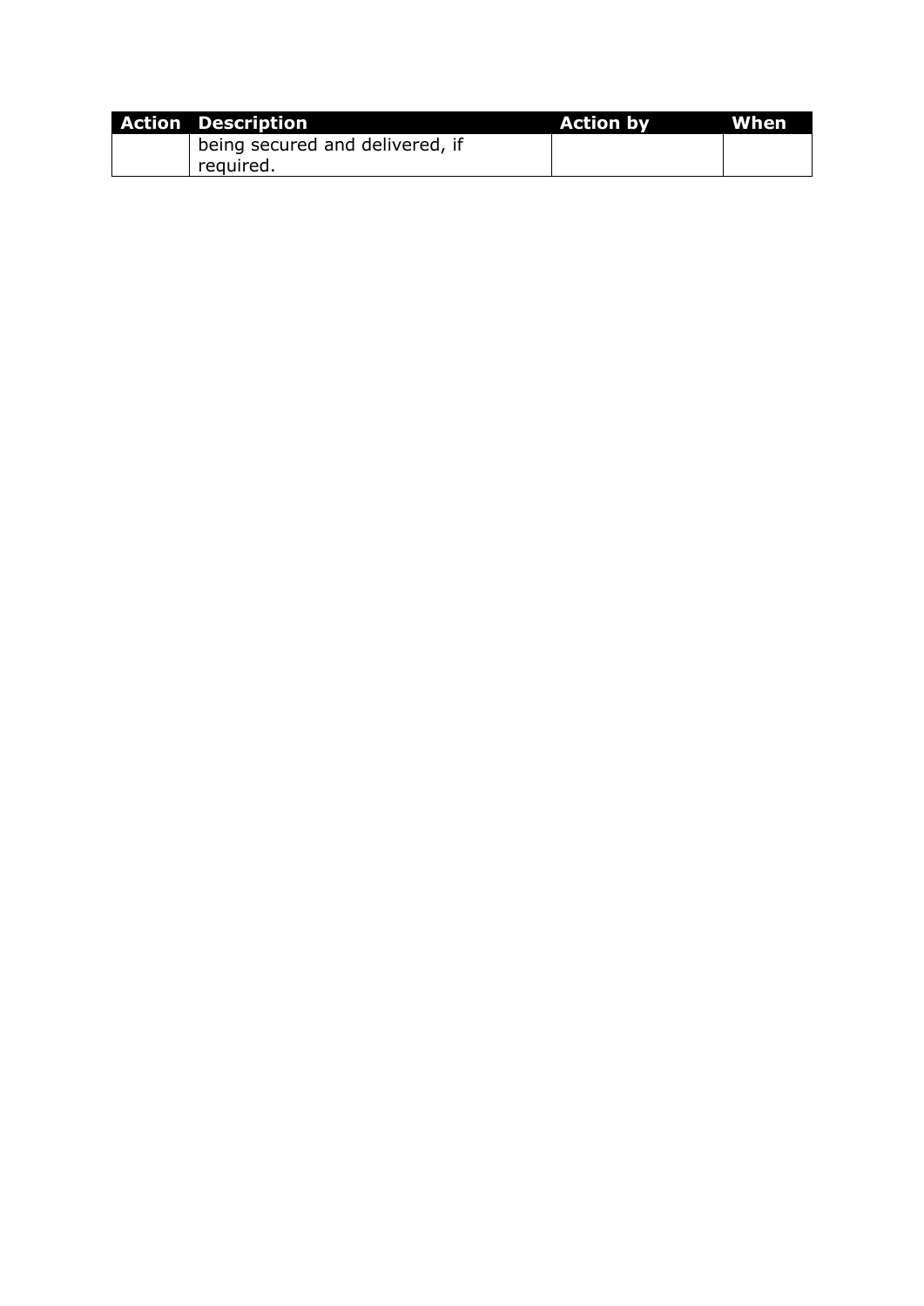| Action | Description | Action by | When |
|---|---|---|---|
| | being secured and delivered, if required. | | |